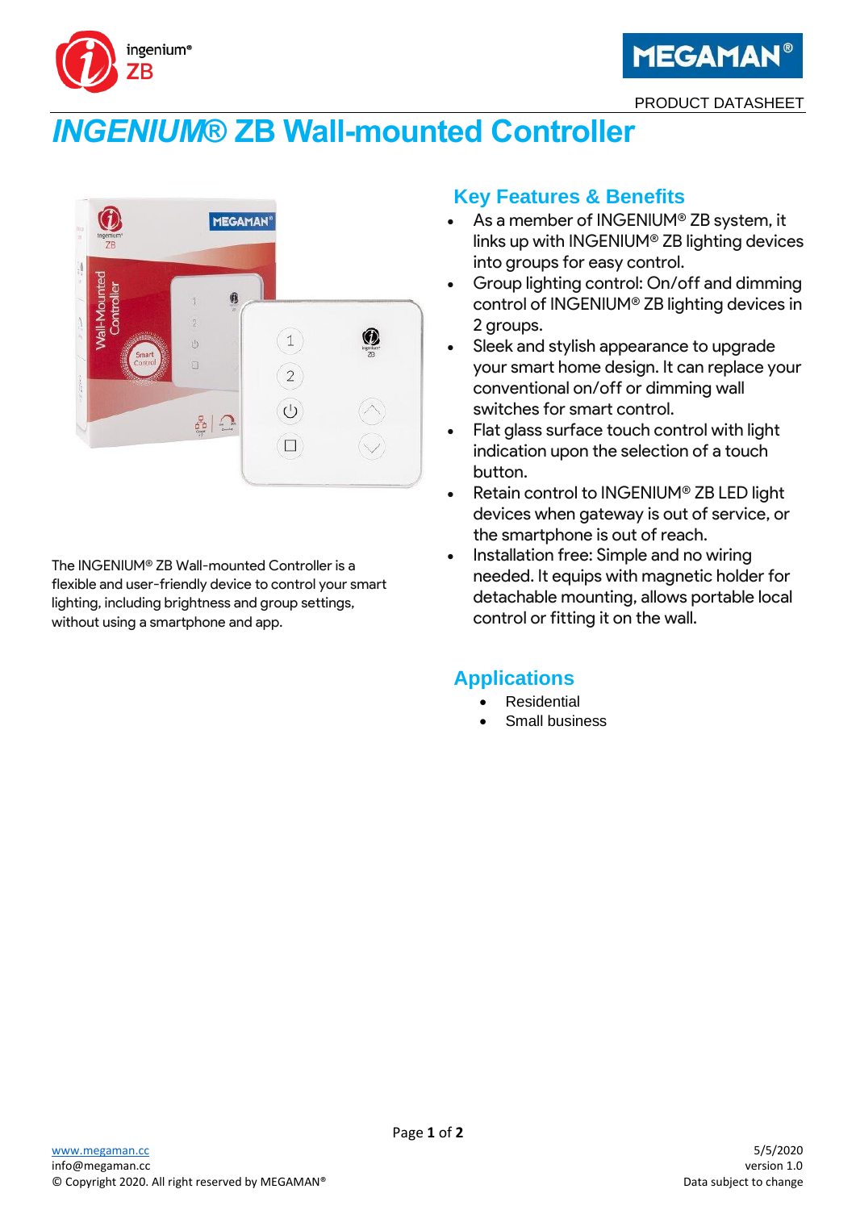PRODUCT DATASHEET

# *INGENIUM®* ZB Wall-mounted Controller

The INGENIUM® ZB Wall-mounted Controller is a flexible and user-friendly device to control your smart lighting, including brightness and group settings, without using a smartphone and app.

## Key Features & Benefits

- As a member of INGENIUM® ZB system, it links up with INGENIUM® ZB lighting devices into groups for easy control.
- Group lighting control: On/off and dimming control of INGENIUM® ZB lighting devices in 2 groups.
- Sleek and stylish appearance to upgrade your smart home design. It can replace your conventional on/off or dimming wall switches for smart control.
- Flat glass surface touch control with light indication upon the selection of a touch button.
- Retain control to INGENIUM® ZB LED light devices when gateway is out of service, or the smartphone is out of reach.
- Installation free: Simple and no wiring needed. It equips with magnetic holder for detachable mounting, allows portable local control or fitting it on the wall.

## Applications

- Residential
- Small business

www.megaman.cc
info@megaman.cc
© Copyright 2020. All right reserved by MEGAMAN®

5/5/2020
version 1.0
Data subject to change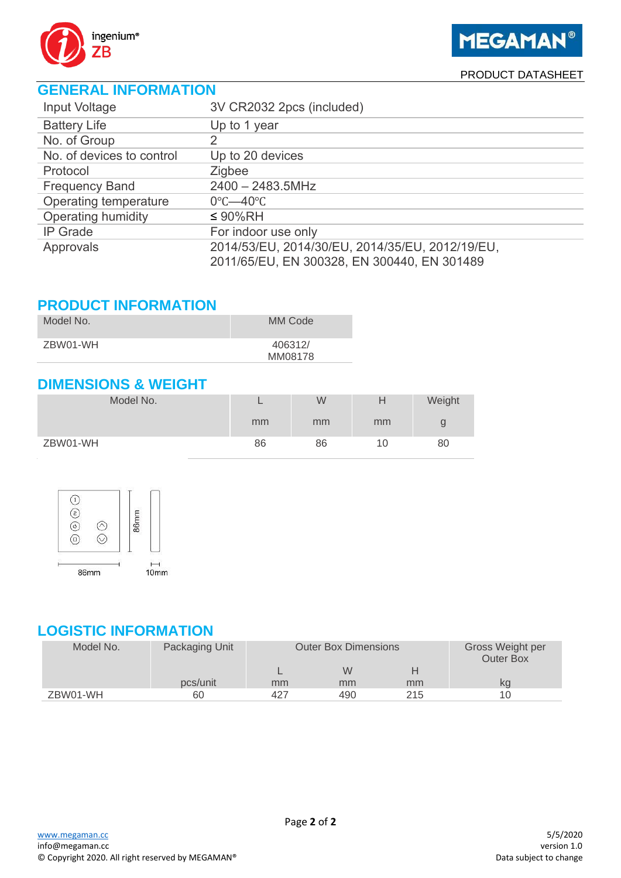PRODUCT DATASHEET

## GENERAL INFORMATION

| | |
|---|---|
| Input Voltage | 3V CR2032 2pcs (included) |
| Battery Life | Up to 1 year |
| No. of Group | 2 |
| No. of devices to control | Up to 20 devices |
| Protocol | Zigbee |
| Frequency Band | 2400 – 2483.5MHz |
| Operating temperature | 0℃—40℃ |
| Operating humidity | ≤ 90%RH |
| IP Grade | For indoor use only |
| Approvals | 2014/53/EU, 2014/30/EU, 2014/35/EU, 2012/19/EU, 2011/65/EU, EN 300328, EN 300440, EN 301489 |

## PRODUCT INFORMATION

| Model No. | MM Code |
|---|---|
| ZBW01-WH | 406312/ MM08178 |

## DIMENSIONS & WEIGHT

| Model No. | L | W | H | Weight |
|---|---|---|---|---|
| | mm | mm | mm | g |
| ZBW01-WH | 86 | 86 | 10 | 80 |

86mm

86mm

10mm

## LOGISTIC INFORMATION

| Model No. | Packaging Unit | Outer Box Dimensions | | | Gross Weight per Outer Box |
|---|---|---|---|---|---|
| | | L | W | H | |
| | pcs/unit | mm | mm | mm | kg |
| ZBW01-WH | 60 | 427 | 490 | 215 | 10 |

www.megaman.cc
info@megaman.cc
© Copyright 2020. All right reserved by MEGAMAN®

5/5/2020
version 1.0
Data subject to change